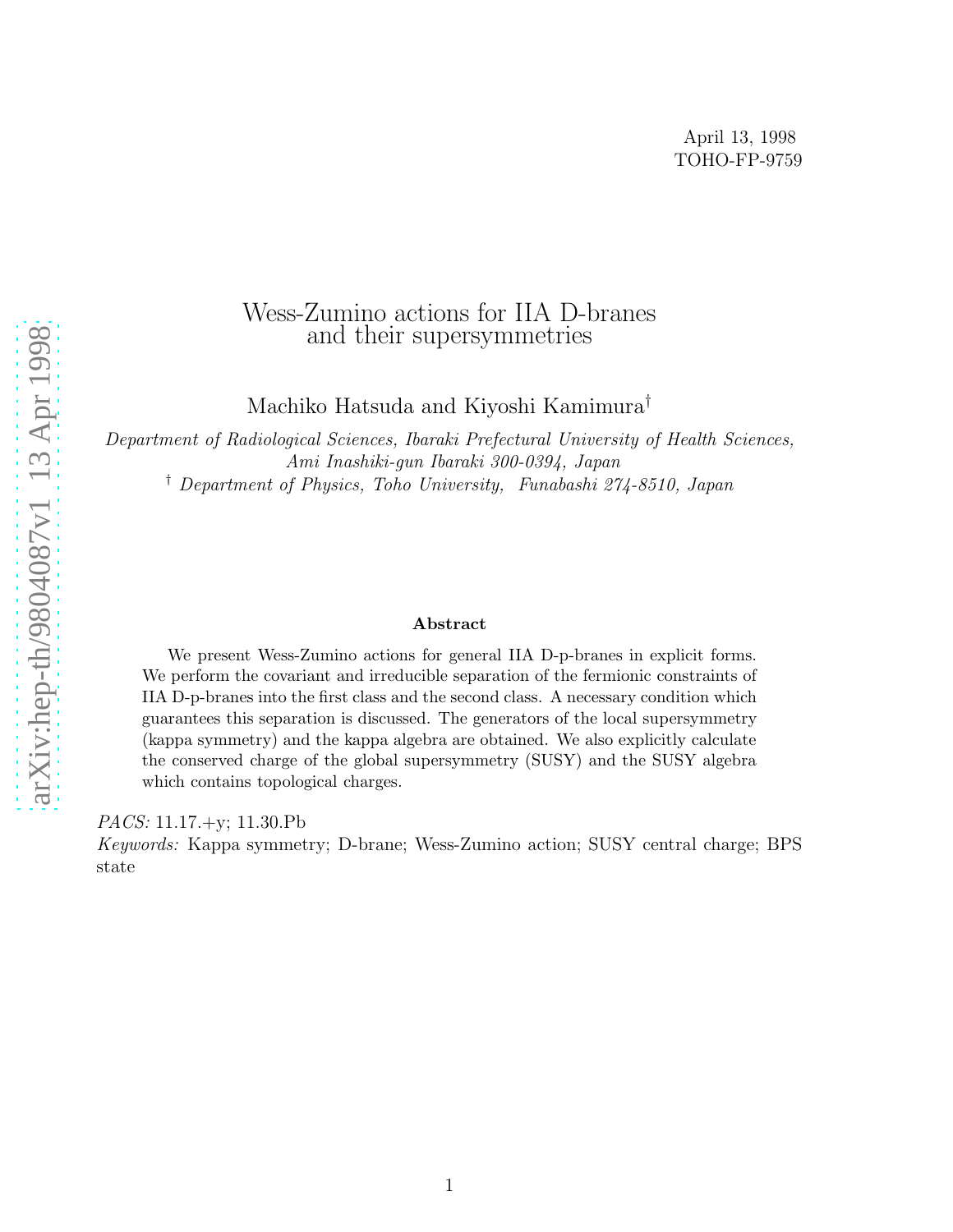April 13, 1998
TOHO-FP-9759

# Wess-Zumino actions for IIA D-branes and their supersymmetries

Machiko Hatsuda and Kiyoshi Kamimura[†]

*Department of Radiological Sciences, Ibaraki Prefectural University of Health Sciences, Ami Inashiki-gun Ibaraki 300-0394, Japan*

[†] *Department of Physics, Toho University, Funabashi 274-8510, Japan*

**Abstract**

We present Wess-Zumino actions for general IIA D-p-branes in explicit forms. We perform the covariant and irreducible separation of the fermionic constraints of IIA D-p-branes into the first class and the second class. A necessary condition which guarantees this separation is discussed. The generators of the local supersymmetry (kappa symmetry) and the kappa algebra are obtained. We also explicitly calculate the conserved charge of the global supersymmetry (SUSY) and the SUSY algebra which contains topological charges.

*PACS:* 11.17.+y; 11.30.Pb

*Keywords:* Kappa symmetry; D-brane; Wess-Zumino action; SUSY central charge; BPS state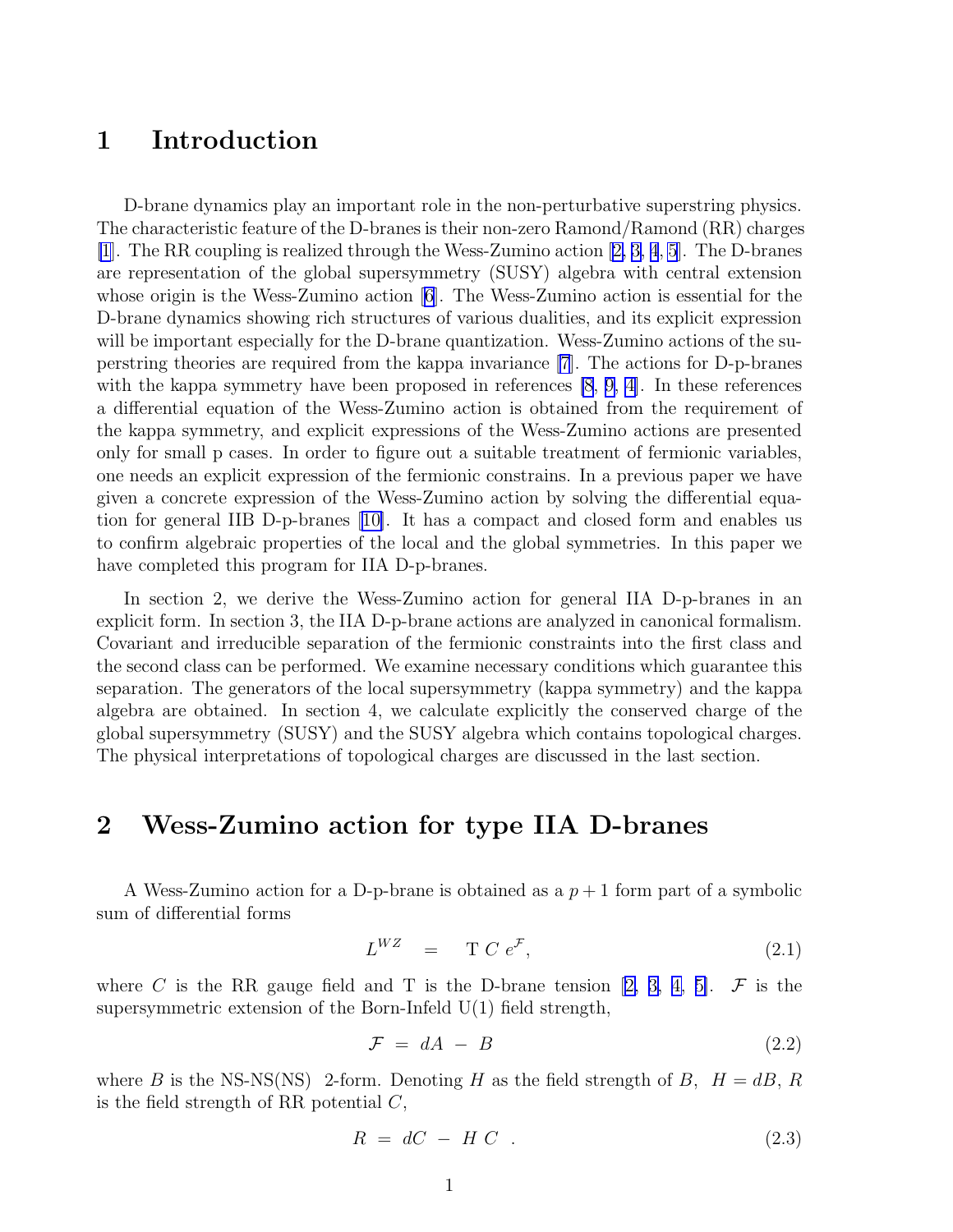# 1 Introduction

D-brane dynamics play an important role in the non-perturbative superstring physics. The characteristic feature of the D-branes is their non-zero Ramond/Ramond (RR) charges [1]. The RR coupling is realized through the Wess-Zumino action [2, 3, 4, 5]. The D-branes are representation of the global supersymmetry (SUSY) algebra with central extension whose origin is the Wess-Zumino action [6]. The Wess-Zumino action is essential for the D-brane dynamics showing rich structures of various dualities, and its explicit expression will be important especially for the D-brane quantization. Wess-Zumino actions of the superstring theories are required from the kappa invariance [7]. The actions for D-p-branes with the kappa symmetry have been proposed in references [8, 9, 4]. In these references a differential equation of the Wess-Zumino action is obtained from the requirement of the kappa symmetry, and explicit expressions of the Wess-Zumino actions are presented only for small p cases. In order to figure out a suitable treatment of fermionic variables, one needs an explicit expression of the fermionic constrains. In a previous paper we have given a concrete expression of the Wess-Zumino action by solving the differential equation for general IIB D-p-branes [10]. It has a compact and closed form and enables us to confirm algebraic properties of the local and the global symmetries. In this paper we have completed this program for IIA D-p-branes.

In section 2, we derive the Wess-Zumino action for general IIA D-p-branes in an explicit form. In section 3, the IIA D-p-brane actions are analyzed in canonical formalism. Covariant and irreducible separation of the fermionic constraints into the first class and the second class can be performed. We examine necessary conditions which guarantee this separation. The generators of the local supersymmetry (kappa symmetry) and the kappa algebra are obtained. In section 4, we calculate explicitly the conserved charge of the global supersymmetry (SUSY) and the SUSY algebra which contains topological charges. The physical interpretations of topological charges are discussed in the last section.

# 2 Wess-Zumino action for type IIA D-branes

A Wess-Zumino action for a D-p-brane is obtained as a $p+1$ form part of a symbolic sum of differential forms

$$L^{WZ} \quad = \quad \mathrm{T}\; C\; e^{\mathcal{F}}, \tag{2.1}$$

where $C$ is the RR gauge field and T is the D-brane tension [2, 3, 4, 5]. $\mathcal{F}$ is the supersymmetric extension of the Born-Infeld U(1) field strength,

$$\mathcal{F} \;=\; dA \;-\; B \tag{2.2}$$

where $B$ is the NS-NS(NS) 2-form. Denoting $H$ as the field strength of $B$, $H = dB$, $R$ is the field strength of RR potential $C$,

$$R \;=\; dC \;-\; H\; C \quad . \tag{2.3}$$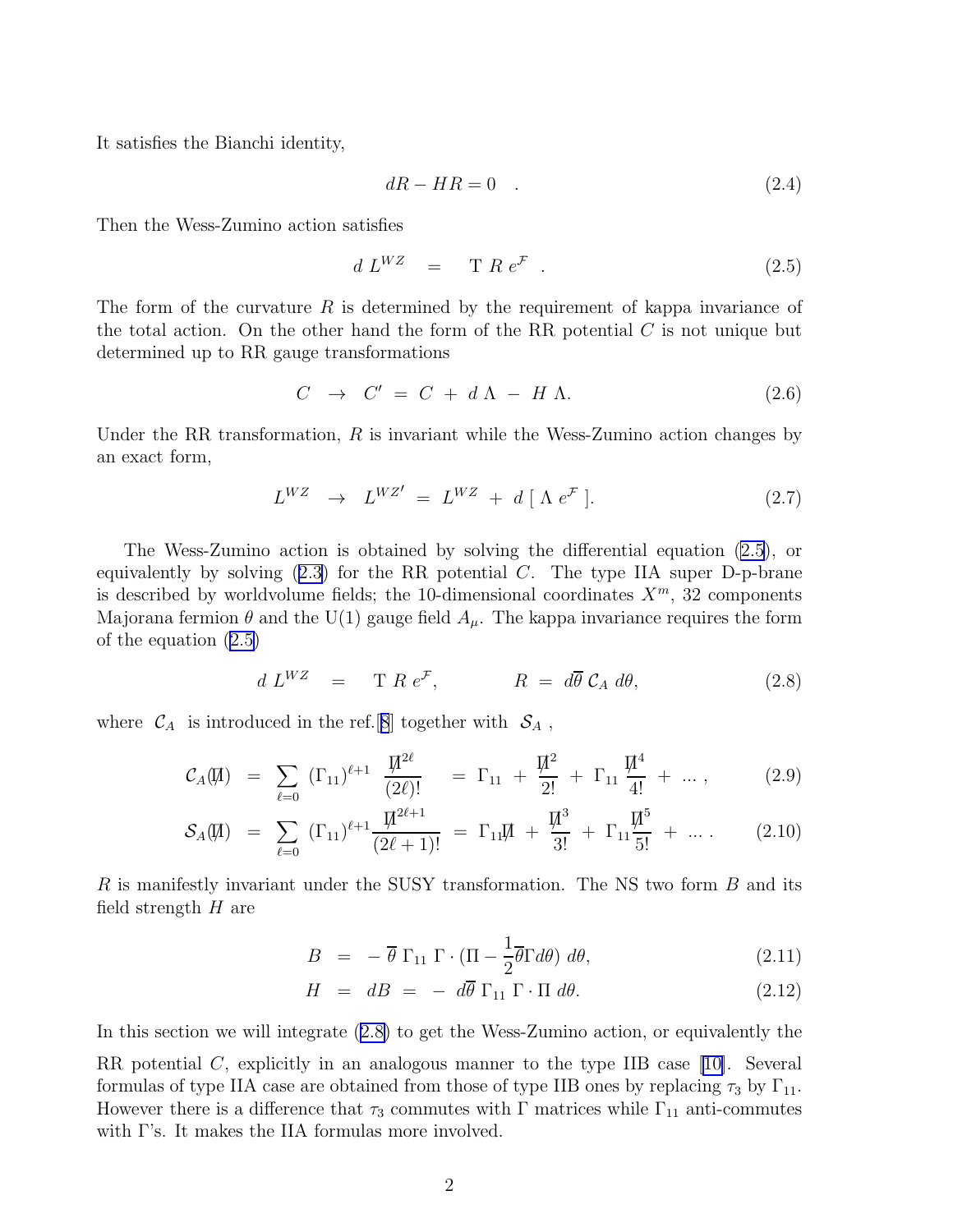It satisfies the Bianchi identity,

$$dR - HR = 0 \quad . \tag{2.4}$$

Then the Wess-Zumino action satisfies

$$d\, L^{WZ} \quad = \quad \mathrm{T}\; R\; e^{\mathcal{F}} \quad . \tag{2.5}$$

The form of the curvature $R$ is determined by the requirement of kappa invariance of the total action. On the other hand the form of the RR potential $C$ is not unique but determined up to RR gauge transformations

$$C \;\;\rightarrow\;\; C' \;=\; C \;+\; d\,\Lambda \;-\; H\,\Lambda. \tag{2.6}$$

Under the RR transformation, $R$ is invariant while the Wess-Zumino action changes by an exact form,

$$L^{WZ} \;\;\rightarrow\;\; L^{WZ\prime} \;=\; L^{WZ} \;+\; d\;[\;\Lambda\; e^{\mathcal{F}}\;]. \tag{2.7}$$

The Wess-Zumino action is obtained by solving the differential equation (2.5), or equivalently by solving (2.3) for the RR potential $C$. The type IIA super D-p-brane is described by worldvolume fields; the 10-dimensional coordinates $X^m$, 32 components Majorana fermion $\theta$ and the U(1) gauge field $A_\mu$. The kappa invariance requires the form of the equation (2.5)

$$d\, L^{WZ} \quad = \quad \mathrm{T}\; R\; e^{\mathcal{F}}, \qquad\qquad R \;=\; d\overline{\theta}\; \mathcal{C}_A\; d\theta, \tag{2.8}$$

where $\mathcal{C}_A$ is introduced in the ref.[8] together with $\mathcal{S}_A$ ,

$$\mathcal{C}_A(\not{\Pi}) \;\;=\;\; \sum_{\ell=0} \;(\Gamma_{11})^{\ell+1}\;\; \frac{\not{\Pi}^{2\ell}}{(2\ell)!} \;\;\;=\; \Gamma_{11} \;+\; \frac{\not{\Pi}^2}{2!} \;+\; \Gamma_{11}\,\frac{\not{\Pi}^4}{4!} \;+\; ...\,, \tag{2.9}$$

$$\mathcal{S}_A(\not{\Pi}) \;\;=\;\; \sum_{\ell=0} \;(\Gamma_{11})^{\ell+1}\frac{\not{\Pi}^{2\ell+1}}{(2\ell+1)!} \;\;=\; \Gamma_{11}\not{\Pi} \;+\; \frac{\not{\Pi}^3}{3!} \;+\; \Gamma_{11}\frac{\not{\Pi}^5}{5!} \;+\; ...\,. \tag{2.10}$$

$R$ is manifestly invariant under the SUSY transformation. The NS two form $B$ and its field strength $H$ are

$$B \;\;=\;\; -\;\overline{\theta}\;\Gamma_{11}\;\Gamma\cdot(\Pi - \frac{1}{2}\overline{\theta}\Gamma d\theta)\;d\theta, \tag{2.11}$$

$$H \;\;=\;\; dB \;=\; -\;d\overline{\theta}\;\Gamma_{11}\;\Gamma\cdot\Pi\;d\theta. \tag{2.12}$$

In this section we will integrate (2.8) to get the Wess-Zumino action, or equivalently the RR potential $C$, explicitly in an analogous manner to the type IIB case [10]. Several formulas of type IIA case are obtained from those of type IIB ones by replacing $\tau_3$ by $\Gamma_{11}$. However there is a difference that $\tau_3$ commutes with $\Gamma$ matrices while $\Gamma_{11}$ anti-commutes with $\Gamma$'s. It makes the IIA formulas more involved.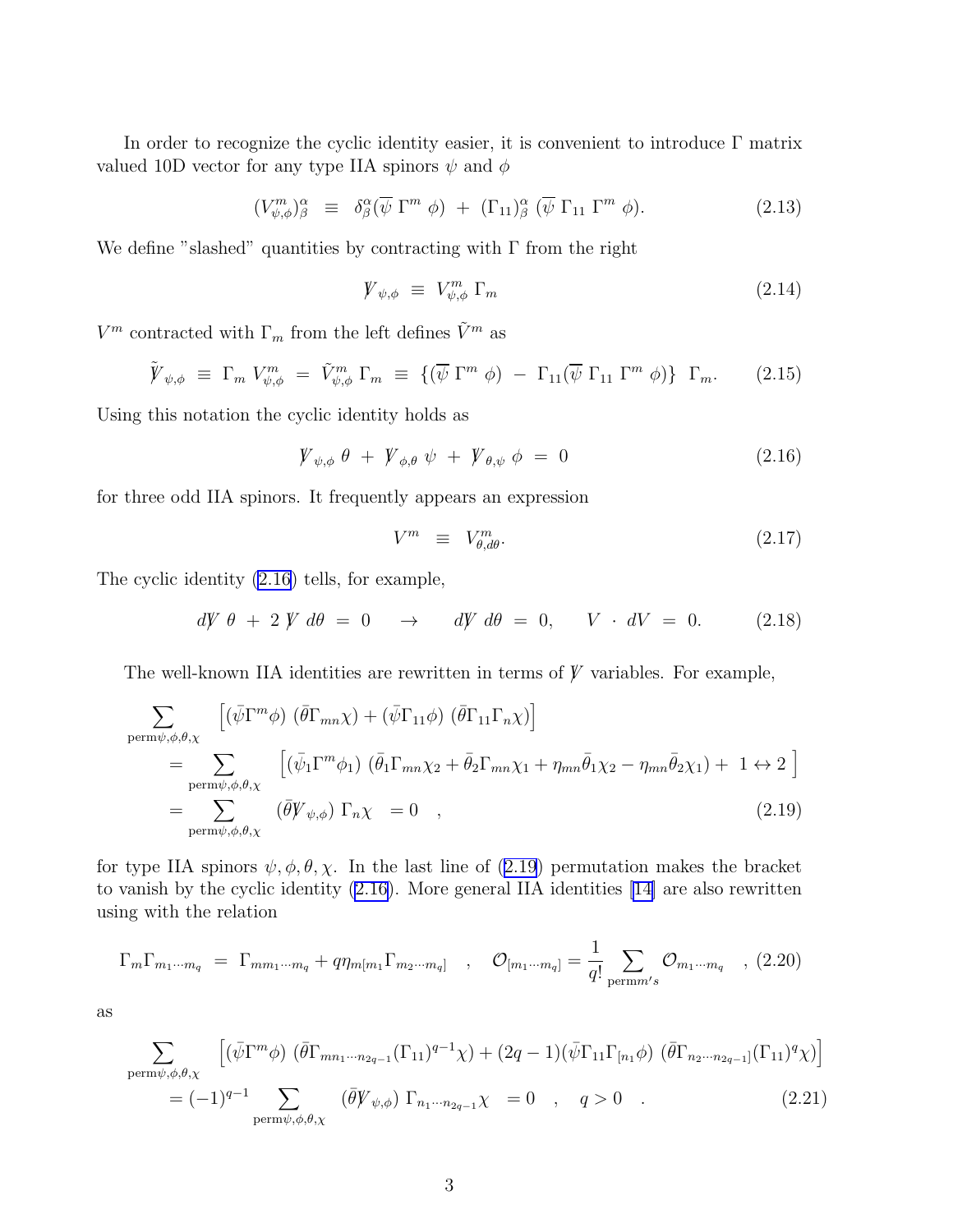In order to recognize the cyclic identity easier, it is convenient to introduce $\Gamma$ matrix valued 10D vector for any type IIA spinors $\psi$ and $\phi$

$$(V^m_{\psi,\phi})^\alpha_\beta \;\equiv\; \delta^\alpha_\beta(\overline{\psi}\;\Gamma^m\;\phi)\;+\;(\Gamma_{11})^\alpha_\beta\;(\overline{\psi}\;\Gamma_{11}\;\Gamma^m\;\phi). \tag{2.13}$$

We define "slashed" quantities by contracting with $\Gamma$ from the right

$$\not{V}_{\psi,\phi}\;\equiv\;V^m_{\psi,\phi}\;\Gamma_m \tag{2.14}$$

$V^m$ contracted with $\Gamma_m$ from the left defines $\tilde{V}^m$ as

$$\tilde{\not{V}}_{\psi,\phi}\;\equiv\;\Gamma_m\;V^m_{\psi,\phi}\;=\;\tilde{V}^m_{\psi,\phi}\;\Gamma_m\;\equiv\;\{(\overline{\psi}\;\Gamma^m\;\phi)\;-\;\Gamma_{11}(\overline{\psi}\;\Gamma_{11}\;\Gamma^m\;\phi)\}\;\;\Gamma_m. \tag{2.15}$$

Using this notation the cyclic identity holds as

$$\not{V}_{\psi,\phi}\;\theta\;+\;\not{V}_{\phi,\theta}\;\psi\;+\;\not{V}_{\theta,\psi}\;\phi\;=\;0 \tag{2.16}$$

for three odd IIA spinors. It frequently appears an expression

$$V^m\;\;\equiv\;\;V^m_{\theta,d\theta}. \tag{2.17}$$

The cyclic identity (2.16) tells, for example,

$$d\not{V}\;\theta\;+\;2\;\not{V}\;d\theta\;=\;0\quad\;\rightarrow\quad\;d\not{V}\;d\theta\;=\;0,\qquad V\;\cdot\;dV\;=\;0. \tag{2.18}$$

The well-known IIA identities are rewritten in terms of $\not{V}$ variables. For example,

$$\begin{aligned}
&\sum_{\text{perm}\psi,\phi,\theta,\chi}\;\;\Big[(\bar{\psi}\Gamma^m\phi)\;(\bar{\theta}\Gamma_{mn}\chi)+(\bar{\psi}\Gamma_{11}\phi)\;(\bar{\theta}\Gamma_{11}\Gamma_n\chi)\Big]\\
&\quad=\sum_{\text{perm}\psi,\phi,\theta,\chi}\;\;\Big[(\bar{\psi}_1\Gamma^m\phi_1)\;(\bar{\theta}_1\Gamma_{mn}\chi_2+\bar{\theta}_2\Gamma_{mn}\chi_1+\eta_{mn}\bar{\theta}_1\chi_2-\eta_{mn}\bar{\theta}_2\chi_1)+\;1\leftrightarrow 2\;\Big]\\
&\quad=\sum_{\text{perm}\psi,\phi,\theta,\chi}\;\;(\bar{\theta}\not{V}_{\psi,\phi})\;\Gamma_n\chi\;\;=0\quad,
\end{aligned} \tag{2.19}$$

for type IIA spinors $\psi,\phi,\theta,\chi$. In the last line of (2.19) permutation makes the bracket to vanish by the cyclic identity (2.16). More general IIA identities [14] are also rewritten using with the relation

$$\Gamma_m\Gamma_{m_1\cdots m_q}\;=\;\Gamma_{mm_1\cdots m_q}+q\eta_{m[m_1}\Gamma_{m_2\cdots m_q]}\quad,\quad\mathcal{O}_{[m_1\cdots m_q]}=\frac{1}{q!}\sum_{\text{perm}m's}\mathcal{O}_{m_1\cdots m_q}\quad, \tag{2.20}$$

as

$$\begin{aligned}
&\sum_{\text{perm}\psi,\phi,\theta,\chi}\;\;\Big[(\bar{\psi}\Gamma^m\phi)\;(\bar{\theta}\Gamma_{mn_1\cdots n_{2q-1}}(\Gamma_{11})^{q-1}\chi)+(2q-1)(\bar{\psi}\Gamma_{11}\Gamma_{[n_1}\phi)\;(\bar{\theta}\Gamma_{n_2\cdots n_{2q-1}]}(\Gamma_{11})^q\chi)\Big]\\
&\quad=(-1)^{q-1}\sum_{\text{perm}\psi,\phi,\theta,\chi}\;\;(\bar{\theta}\not{V}_{\psi,\phi})\;\Gamma_{n_1\cdots n_{2q-1}}\chi\;\;=0\quad,\quad q>0\quad.
\end{aligned} \tag{2.21}$$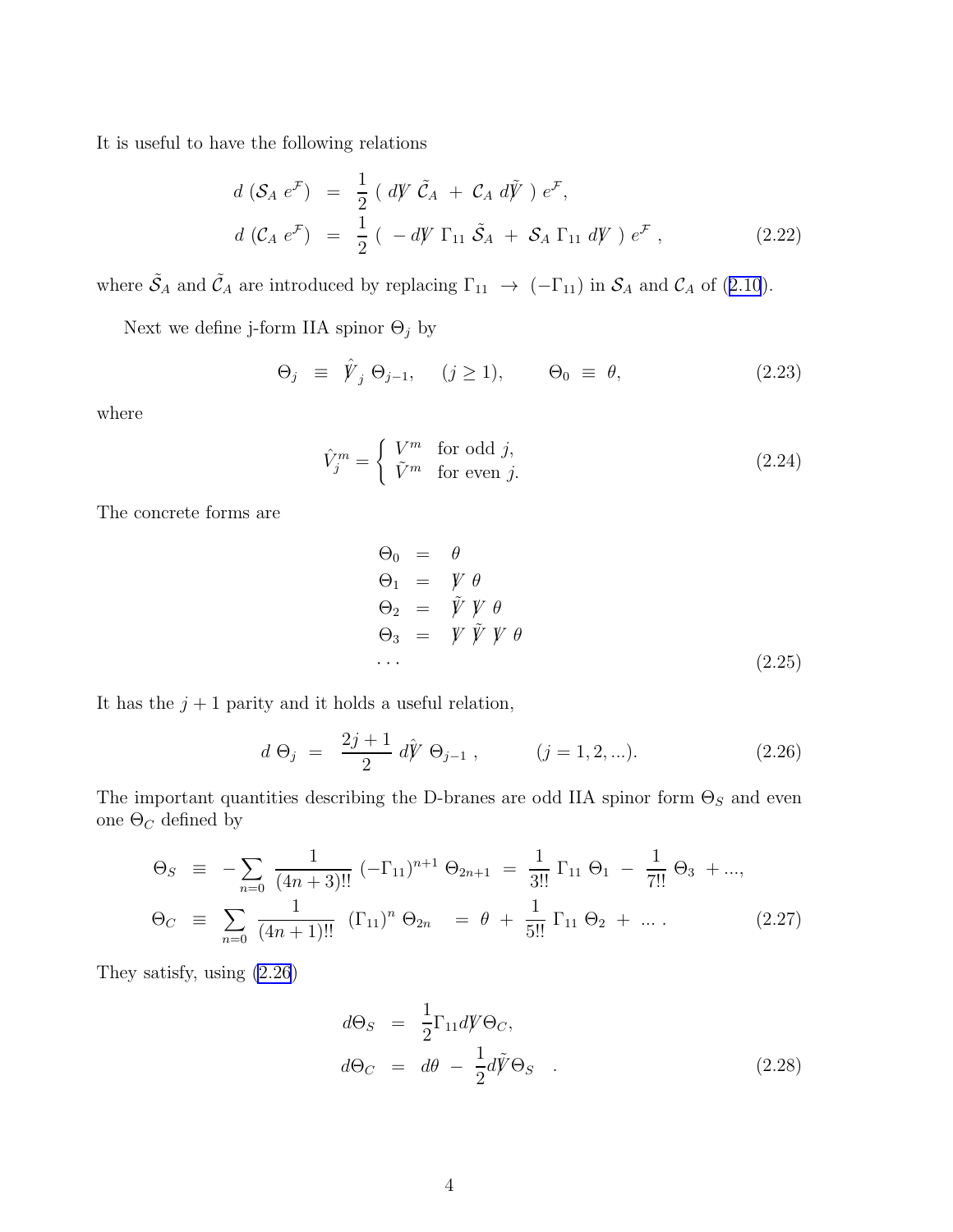It is useful to have the following relations

$$
\begin{aligned}
d\,(\mathcal{S}_A\; e^{\mathcal{F}}) \;&=\; \frac{1}{2}\;(\; d\not{V}\;\tilde{\mathcal{C}}_A \;+\; \mathcal{C}_A\; d\tilde{\not{V}}\;)\; e^{\mathcal{F}},\\
d\,(\mathcal{C}_A\; e^{\mathcal{F}}) \;&=\; \frac{1}{2}\;(\;-\,d\not{V}\;\Gamma_{11}\;\tilde{\mathcal{S}}_A \;+\; \mathcal{S}_A\;\Gamma_{11}\; d\not{V}\;)\; e^{\mathcal{F}}\;,
\end{aligned}
\tag{2.22}
$$

where $\tilde{\mathcal{S}}_A$ and $\tilde{\mathcal{C}}_A$ are introduced by replacing $\Gamma_{11} \;\to\; (-\Gamma_{11})$ in $\mathcal{S}_A$ and $\mathcal{C}_A$ of (2.10).

Next we define j-form IIA spinor $\Theta_j$ by

$$
\Theta_j \;\;\equiv\;\; \hat{\not{V}}_j\;\Theta_{j-1}, \quad (j \geq 1), \qquad \Theta_0 \;\equiv\; \theta,
\tag{2.23}
$$

where

$$
\hat{V}^m_j = \begin{cases} V^m & \text{for odd } j,\\ \tilde{V}^m & \text{for even } j. \end{cases}
\tag{2.24}
$$

The concrete forms are

$$
\begin{aligned}
\Theta_0 \;&=\; \theta\\
\Theta_1 \;&=\; \not{V}\;\theta\\
\Theta_2 \;&=\; \tilde{\not{V}}\;\not{V}\;\theta\\
\Theta_3 \;&=\; \not{V}\;\tilde{\not{V}}\;\not{V}\;\theta\\
&\cdots
\end{aligned}
\tag{2.25}
$$

It has the $j+1$ parity and it holds a useful relation,

$$
d\;\Theta_j \;\;=\;\; \frac{2j+1}{2}\; d\hat{\not{V}}\;\Theta_{j-1}\;, \qquad\qquad (j = 1, 2, ...).
\tag{2.26}
$$

The important quantities describing the D-branes are odd IIA spinor form $\Theta_S$ and even one $\Theta_C$ defined by

$$
\begin{aligned}
\Theta_S \;\;&\equiv\;\; -\sum_{n=0} \frac{1}{(4n+3)!!}\;(-\Gamma_{11})^{n+1}\;\Theta_{2n+1} \;\;=\;\; \frac{1}{3!!}\;\Gamma_{11}\;\Theta_1 \;-\; \frac{1}{7!!}\;\Theta_3 \;+...,\\
\Theta_C \;\;&\equiv\;\; \sum_{n=0} \frac{1}{(4n+1)!!}\;\;(\Gamma_{11})^n\;\Theta_{2n} \;\;\;=\;\; \theta \;+\; \frac{1}{5!!}\;\Gamma_{11}\;\Theta_2 \;+\; ...\;.
\end{aligned}
\tag{2.27}
$$

They satisfy, using (2.26)

$$
\begin{aligned}
d\Theta_S \;\;&=\;\; \frac{1}{2}\Gamma_{11} d\not{V}\Theta_C,\\
d\Theta_C \;\;&=\;\; d\theta \;-\; \frac{1}{2} d\tilde{\not{V}}\Theta_S \quad .
\end{aligned}
\tag{2.28}
$$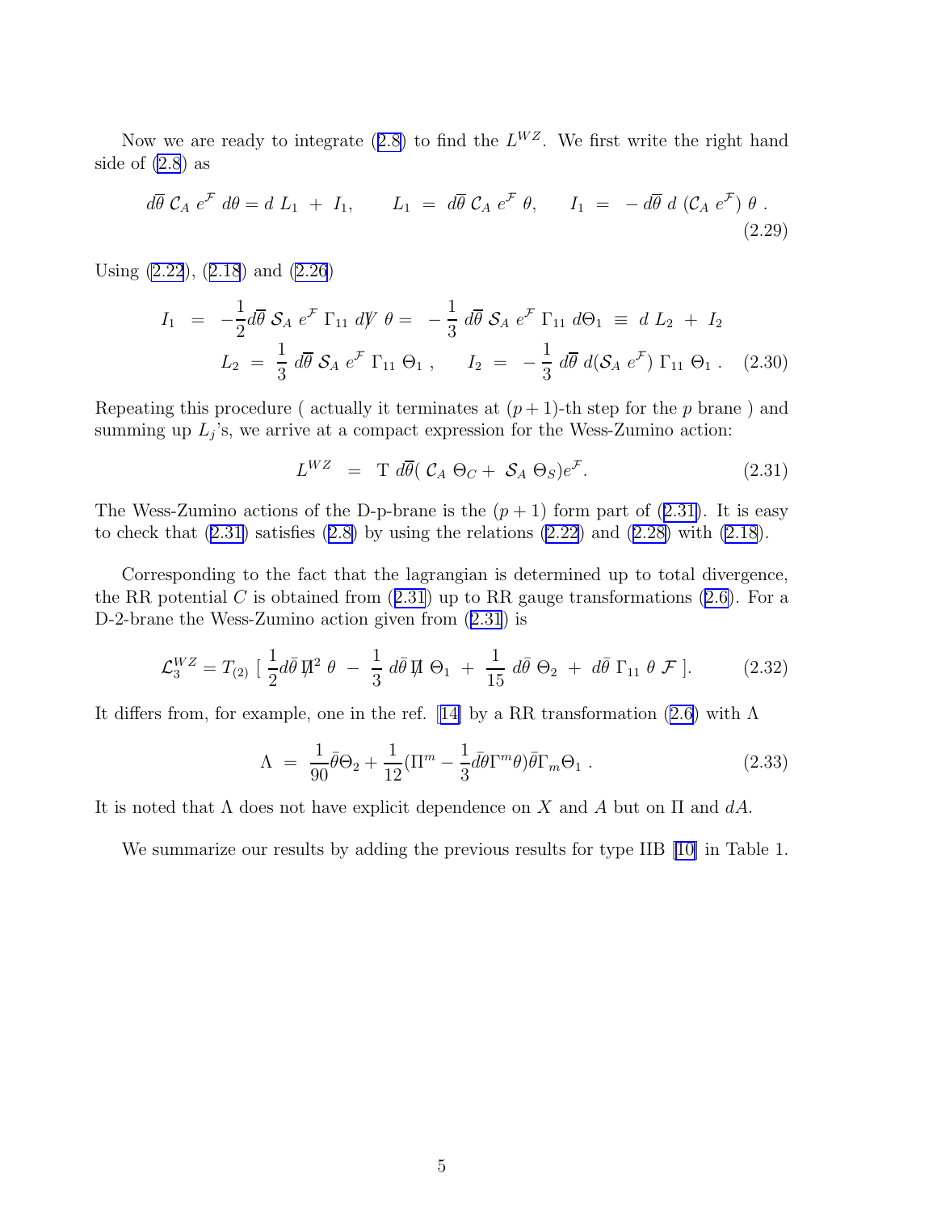Now we are ready to integrate (2.8) to find the $L^{WZ}$. We first write the right hand side of (2.8) as

$$d\overline{\theta}\,\mathcal{C}_A\,e^{\mathcal{F}}\,d\theta = d\,L_1\,+\,I_1, \qquad L_1\,=\,d\overline{\theta}\,\mathcal{C}_A\,e^{\mathcal{F}}\,\theta, \qquad I_1\,=\,-\,d\overline{\theta}\,d\,(\mathcal{C}_A\,e^{\mathcal{F}})\,\theta\,. \tag{2.29}$$

Using (2.22), (2.18) and (2.26)

$$\begin{aligned} I_1 \;&=\; -\frac{1}{2}d\overline{\theta}\,\mathcal{S}_A\,e^{\mathcal{F}}\,\Gamma_{11}\,d\not{V}\,\theta = \;-\,\frac{1}{3}\,d\overline{\theta}\,\mathcal{S}_A\,e^{\mathcal{F}}\,\Gamma_{11}\,d\Theta_1\;\equiv\;d\,L_2\;+\;I_2 \\ L_2 \;&=\; \frac{1}{3}\,d\overline{\theta}\,\mathcal{S}_A\,e^{\mathcal{F}}\,\Gamma_{11}\,\Theta_1\,, \qquad I_2\;=\;-\,\frac{1}{3}\,d\overline{\theta}\,d(\mathcal{S}_A\,e^{\mathcal{F}})\,\Gamma_{11}\,\Theta_1\,. \end{aligned} \tag{2.30}$$

Repeating this procedure ( actually it terminates at $(p+1)$-th step for the $p$ brane ) and summing up $L_j$'s, we arrive at a compact expression for the Wess-Zumino action:

$$L^{WZ} \;=\; \mathrm{T}\;d\overline{\theta}(\,\mathcal{C}_A\,\Theta_C +\,\mathcal{S}_A\,\Theta_S)e^{\mathcal{F}}. \tag{2.31}$$

The Wess-Zumino actions of the D-p-brane is the $(p+1)$ form part of (2.31). It is easy to check that (2.31) satisfies (2.8) by using the relations (2.22) and (2.28) with (2.18).

Corresponding to the fact that the lagrangian is determined up to total divergence, the RR potential $C$ is obtained from (2.31) up to RR gauge transformations (2.6). For a D-2-brane the Wess-Zumino action given from (2.31) is

$$\mathcal{L}_3^{WZ} = T_{(2)}\;[\;\frac{1}{2}d\bar{\theta}\,\not{\Pi}^2\,\theta\;-\;\frac{1}{3}\,d\bar{\theta}\,\not{\Pi}\,\Theta_1\;+\;\frac{1}{15}\,d\bar{\theta}\,\Theta_2\;+\;d\bar{\theta}\,\Gamma_{11}\,\theta\,\mathcal{F}\;]. \tag{2.32}$$

It differs from, for example, one in the ref. [14] by a RR transformation (2.6) with $\Lambda$

$$\Lambda \;=\; \frac{1}{90}\bar{\theta}\Theta_2 + \frac{1}{12}(\Pi^m - \frac{1}{3}\bar{d\theta}\Gamma^m\theta)\bar{\theta}\Gamma_m\Theta_1\;. \tag{2.33}$$

It is noted that $\Lambda$ does not have explicit dependence on $X$ and $A$ but on $\Pi$ and $dA$.

We summarize our results by adding the previous results for type IIB [10] in Table 1.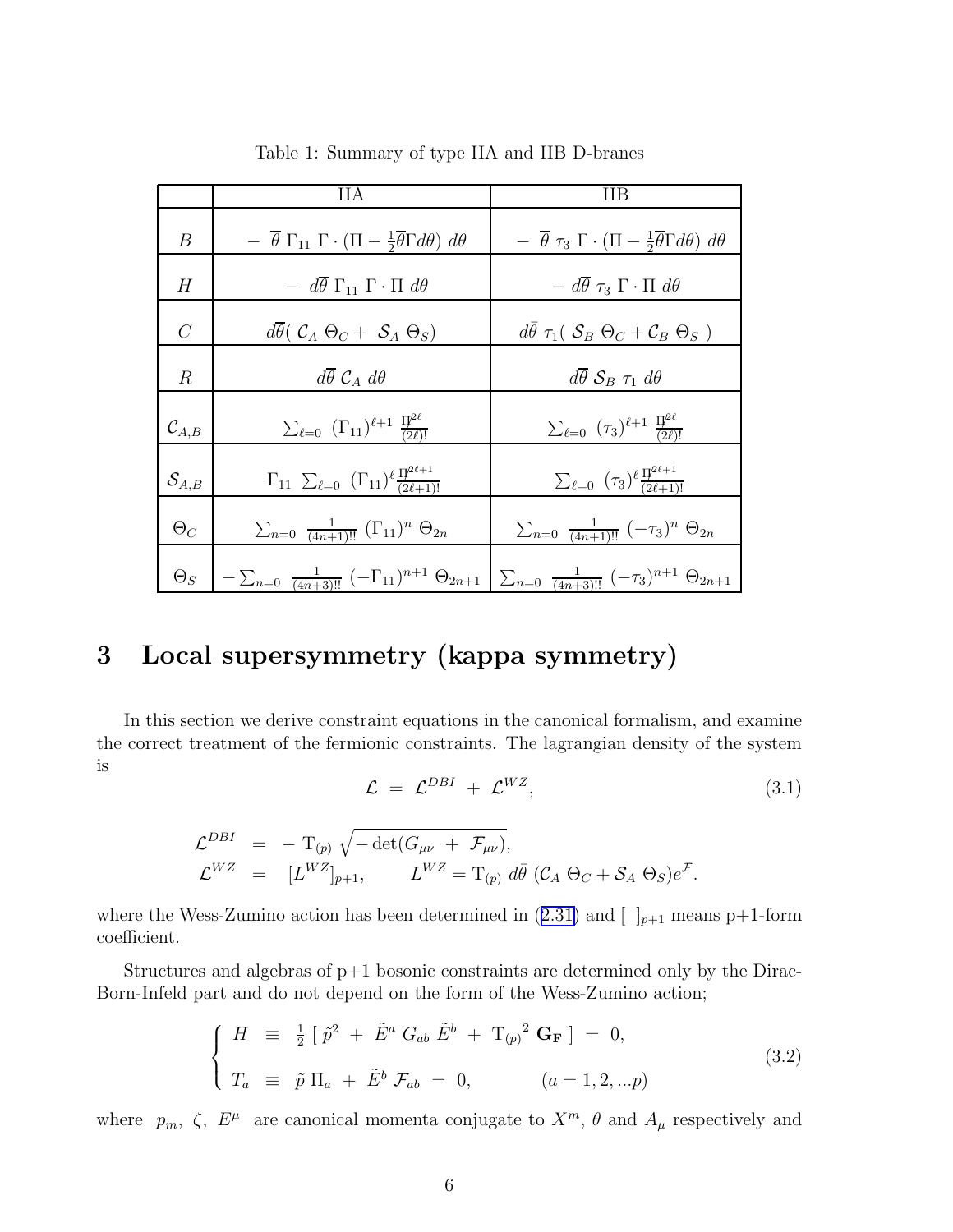Table 1: Summary of type IIA and IIB D-branes

| | IIA | IIB |
|---|---|---|
| $B$ | $-\ \overline{\theta}\ \Gamma_{11}\ \Gamma \cdot (\Pi - \frac{1}{2}\overline{\theta}\Gamma d\theta)\ d\theta$ | $-\ \overline{\theta}\ \tau_3\ \Gamma \cdot (\Pi - \frac{1}{2}\overline{\theta}\Gamma d\theta)\ d\theta$ |
| $H$ | $-\ d\overline{\theta}\ \Gamma_{11}\ \Gamma \cdot \Pi\ d\theta$ | $-\ d\overline{\theta}\ \tau_3\ \Gamma \cdot \Pi\ d\theta$ |
| $C$ | $d\overline{\theta}(\ \mathcal{C}_A\ \Theta_C +\ \mathcal{S}_A\ \Theta_S)$ | $d\bar{\theta}\ \tau_1(\ \mathcal{S}_B\ \Theta_C + \mathcal{C}_B\ \Theta_S\ )$ |
| $R$ | $d\overline{\theta}\ \mathcal{C}_A\ d\theta$ | $d\overline{\theta}\ \mathcal{S}_B\ \tau_1\ d\theta$ |
| $\mathcal{C}_{A,B}$ | $\sum_{\ell=0}\ (\Gamma_{11})^{\ell+1}\ \frac{\Pi\!\!\!/^{2\ell}}{(2\ell)!}$ | $\sum_{\ell=0}\ (\tau_3)^{\ell+1}\ \frac{\Pi\!\!\!/^{2\ell}}{(2\ell)!}$ |
| $\mathcal{S}_{A,B}$ | $\Gamma_{11}\ \sum_{\ell=0}\ (\Gamma_{11})^{\ell}\frac{\Pi\!\!\!/^{2\ell+1}}{(2\ell+1)!}$ | $\sum_{\ell=0}\ (\tau_3)^{\ell}\frac{\Pi\!\!\!/^{2\ell+1}}{(2\ell+1)!}$ |
| $\Theta_C$ | $\sum_{n=0}\ \frac{1}{(4n+1)!!}\ (\Gamma_{11})^n\ \Theta_{2n}$ | $\sum_{n=0}\ \frac{1}{(4n+1)!!}\ (-\tau_3)^n\ \Theta_{2n}$ |
| $\Theta_S$ | $-\sum_{n=0}\ \frac{1}{(4n+3)!!}\ (-\Gamma_{11})^{n+1}\ \Theta_{2n+1}$ | $\sum_{n=0}\ \frac{1}{(4n+3)!!}\ (-\tau_3)^{n+1}\ \Theta_{2n+1}$ |

# 3 Local supersymmetry (kappa symmetry)

In this section we derive constraint equations in the canonical formalism, and examine the correct treatment of the fermionic constraints. The lagrangian density of the system is

$$\mathcal{L}\ =\ \mathcal{L}^{DBI}\ +\ \mathcal{L}^{WZ}, \tag{3.1}$$

$$\begin{aligned}
\mathcal{L}^{DBI} &= -\ \mathrm{T}_{(p)}\ \sqrt{-\det(G_{\mu\nu}\ +\ \mathcal{F}_{\mu\nu})},\\
\mathcal{L}^{WZ} &= [L^{WZ}]_{p+1}, \qquad L^{WZ} = \mathrm{T}_{(p)}\ d\bar{\theta}\ (\mathcal{C}_A\ \Theta_C + \mathcal{S}_A\ \Theta_S)e^{\mathcal{F}}.
\end{aligned}$$

where the Wess-Zumino action has been determined in (2.31) and $[\ \ ]_{p+1}$ means p+1-form coefficient.

Structures and algebras of p+1 bosonic constraints are determined only by the Dirac-Born-Infeld part and do not depend on the form of the Wess-Zumino action;

$$\left\{\begin{array}{lll}
H & \equiv & \frac{1}{2}\ [\ \tilde{p}^2\ +\ \tilde{E}^a\ G_{ab}\ \tilde{E}^b\ +\ \mathrm{T}_{(p)}{}^2\ \mathbf{G_F}\ ]\ =\ 0,\\
T_a & \equiv & \tilde{p}\ \Pi_a\ +\ \tilde{E}^b\ \mathcal{F}_{ab}\ =\ 0, \qquad\qquad (a = 1, 2, ...p)
\end{array}\right. \tag{3.2}$$

where $p_m,\ \zeta,\ E^\mu$ are canonical momenta conjugate to $X^m$, $\theta$ and $A_\mu$ respectively and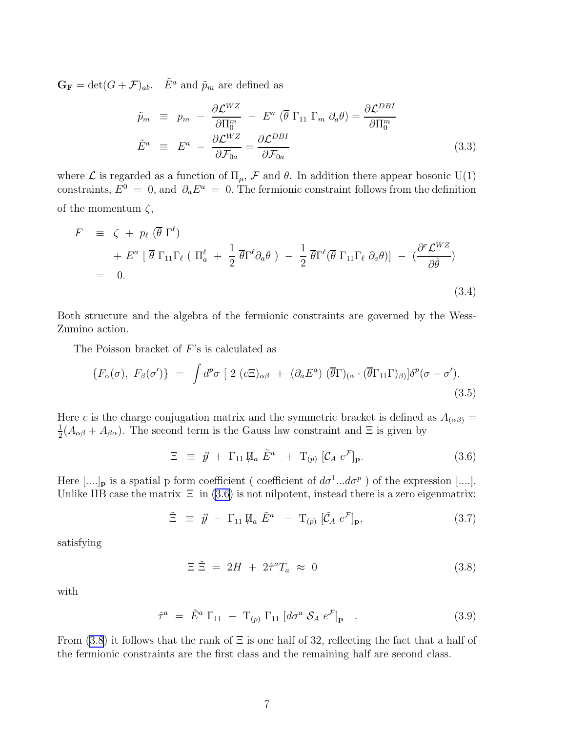$\mathbf{G_F} = \det(G + \mathcal{F})_{ab}$. $\tilde{E}^a$ and $\tilde{p}_m$ are defined as

$$
\begin{aligned}
\tilde{p}_m &\equiv p_m - \frac{\partial \mathcal{L}^{WZ}}{\partial \Pi_0^m} - E^a \, (\overline{\theta} \, \Gamma_{11} \, \Gamma_m \, \partial_a \theta) = \frac{\partial \mathcal{L}^{DBI}}{\partial \Pi_0^m} \\
\tilde{E}^a &\equiv E^a - \frac{\partial \mathcal{L}^{WZ}}{\partial \mathcal{F}_{0a}} = \frac{\partial \mathcal{L}^{DBI}}{\partial \mathcal{F}_{0a}}
\end{aligned}
\tag{3.3}
$$

where $\mathcal{L}$ is regarded as a function of $\Pi_\mu$, $\mathcal{F}$ and $\theta$. In addition there appear bosonic U(1) constraints, $E^0 = 0$, and $\partial_a E^a = 0$. The fermionic constraint follows from the definition of the momentum $\zeta$,

$$
\begin{aligned}
F &\equiv \zeta + p_\ell \, (\overline{\theta} \, \Gamma^\ell) \\
&\quad + E^a \, [\, \overline{\theta} \, \Gamma_{11} \Gamma_\ell \, ( \, \Pi_a^\ell + \frac{1}{2} \, \overline{\theta} \Gamma^\ell \partial_a \theta \, ) - \frac{1}{2} \, \overline{\theta} \Gamma^\ell (\overline{\theta} \, \Gamma_{11} \Gamma_\ell \, \partial_a \theta)] - (\frac{\partial^r \mathcal{L}^{WZ}}{\partial \dot{\theta}}) \\
&= 0.
\end{aligned}
\tag{3.4}
$$

Both structure and the algebra of the fermionic constraints are governed by the Wess-Zumino action.

The Poisson bracket of $F$'s is calculated as

$$
\{F_\alpha(\sigma), \, F_\beta(\sigma')\} = \int d^p\sigma \, [\, 2 \, (c\Xi)_{\alpha\beta} + (\partial_a E^a) \, (\overline{\theta}\Gamma)_{(\alpha} \cdot (\overline{\theta}\Gamma_{11}\Gamma)_{\beta)}]\delta^p(\sigma - \sigma').
\tag{3.5}
$$

Here $c$ is the charge conjugation matrix and the symmetric bracket is defined as $A_{(\alpha\beta)} = \frac{1}{2}(A_{\alpha\beta} + A_{\beta\alpha})$. The second term is the Gauss law constraint and $\Xi$ is given by

$$
\Xi \equiv \tilde{\not{p}} + \Gamma_{11} \not{\Pi}_a \, \tilde{E}^a + \mathrm{T}_{(p)} \, [\mathcal{C}_A \, e^{\mathcal{F}}]_{\mathbf{p}}.
\tag{3.6}
$$

Here $[....]_{\mathbf{p}}$ is a spatial p form coefficient ( coefficient of $d\sigma^1 ... d\sigma^p$ ) of the expression $[....]$. Unlike IIB case the matrix $\Xi$ in (3.6) is not nilpotent, instead there is a zero eigenmatrix;

$$
\tilde{\Xi} \equiv \tilde{\not{p}} - \Gamma_{11} \not{\Pi}_a \, \tilde{E}^a - \mathrm{T}_{(p)} \, [\tilde{\mathcal{C}}_A \, e^{\mathcal{F}}]_{\mathbf{p}},
\tag{3.7}
$$

satisfying

$$
\Xi \, \tilde{\Xi} = 2H + 2\hat{\tau}^a T_a \approx 0
\tag{3.8}
$$

with

$$
\hat{\tau}^a = \tilde{E}^a \, \Gamma_{11} - \mathrm{T}_{(p)} \, \Gamma_{11} \, [d\sigma^a \, \mathcal{S}_A \, e^{\mathcal{F}}]_{\mathbf{p}} \quad .
\tag{3.9}
$$

From (3.8) it follows that the rank of $\Xi$ is one half of 32, reflecting the fact that a half of the fermionic constraints are the first class and the remaining half are second class.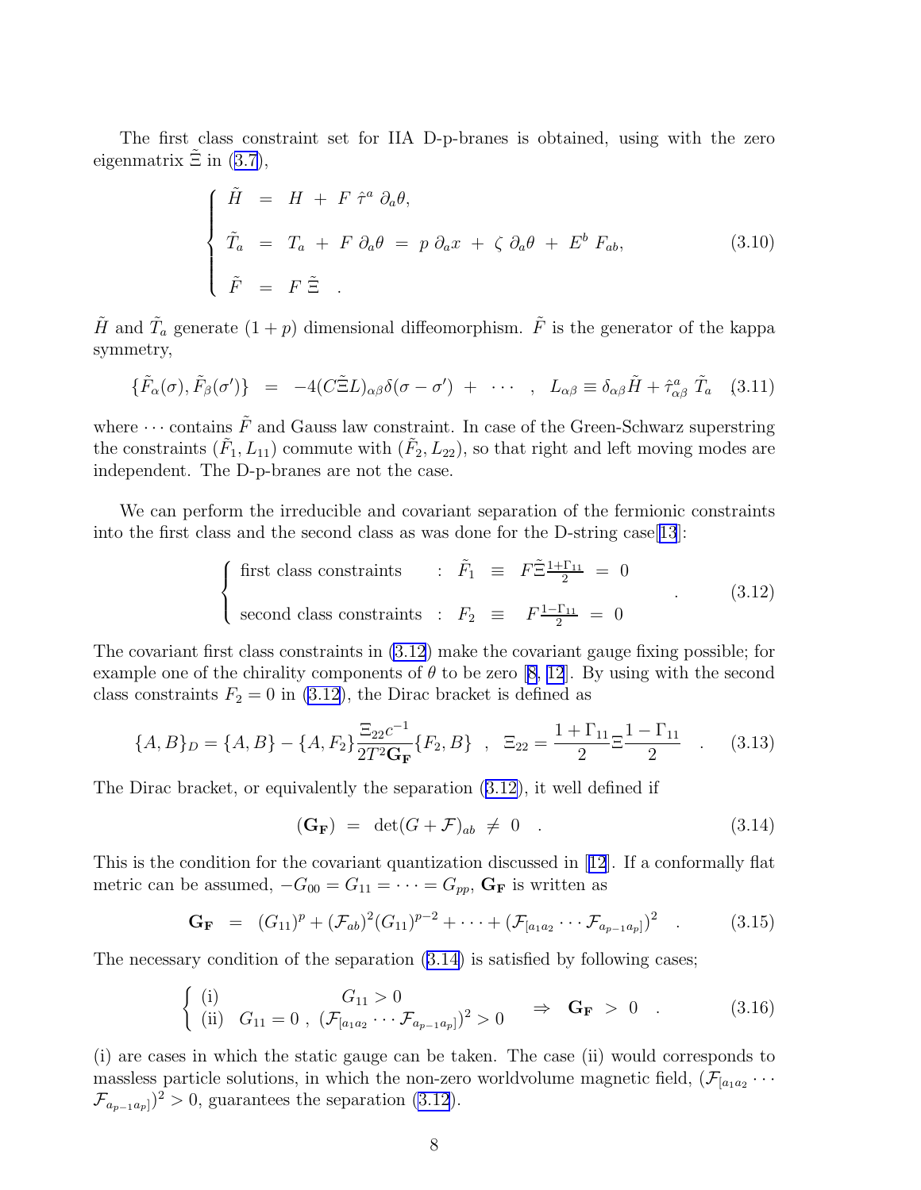The first class constraint set for IIA D-p-branes is obtained, using with the zero eigenmatrix $\tilde{\Xi}$ in (3.7),

$$
\left\{
\begin{array}{lcl}
\tilde{H} & = & H \; + \; F \; \hat{\tau}^a \; \partial_a \theta, \\
\tilde{T}_a & = & T_a \; + \; F \; \partial_a \theta \; = \; p \; \partial_a x \; + \; \zeta \; \partial_a \theta \; + \; E^b \; F_{ab}, \\
\tilde{F} & = & F \; \tilde{\Xi} \quad .
\end{array}
\right.
\tag{3.10}
$$

$\tilde{H}$ and $\tilde{T}_a$ generate $(1+p)$ dimensional diffeomorphism. $\tilde{F}$ is the generator of the kappa symmetry,

$$
\{\tilde{F}_\alpha(\sigma), \tilde{F}_\beta(\sigma')\} \;\; = \;\; -4(C\tilde{\Xi}L)_{\alpha\beta}\delta(\sigma - \sigma') \; + \; \cdots \quad , \quad L_{\alpha\beta} \equiv \delta_{\alpha\beta}\tilde{H} + \hat{\tau}^a_{\alpha\beta} \; \tilde{T}_a \tag{3.11}
$$

where $\cdots$ contains $\tilde{F}$ and Gauss law constraint. In case of the Green-Schwarz superstring the constraints $(\tilde{F}_1, L_{11})$ commute with $(\tilde{F}_2, L_{22})$, so that right and left moving modes are independent. The D-p-branes are not the case.

We can perform the irreducible and covariant separation of the fermionic constraints into the first class and the second class as was done for the D-string case[13]:

$$
\left\{
\begin{array}{lcl}
\text{first class constraints} & : & \tilde{F}_1 \;\; \equiv \;\; F\tilde{\Xi}\frac{1+\Gamma_{11}}{2} \;\; = \;\; 0 \\
\text{second class constraints} & : & F_2 \;\; \equiv \;\; F\frac{1-\Gamma_{11}}{2} \;\; = \;\; 0
\end{array}
\right. \quad .
\tag{3.12}
$$

The covariant first class constraints in (3.12) make the covariant gauge fixing possible; for example one of the chirality components of $\theta$ to be zero [8, 12]. By using with the second class constraints $F_2 = 0$ in (3.12), the Dirac bracket is defined as

$$
\{A, B\}_D = \{A, B\} - \{A, F_2\}\frac{\Xi_{22}c^{-1}}{2T^2\mathbf{G_F}}\{F_2, B\} \quad , \quad \Xi_{22} = \frac{1+\Gamma_{11}}{2}\Xi\frac{1-\Gamma_{11}}{2} \quad . \tag{3.13}
$$

The Dirac bracket, or equivalently the separation (3.12), it well defined if

$$
(\mathbf{G_F}) \;\; = \;\; \det(G + \mathcal{F})_{ab} \; \neq \; 0 \quad . \tag{3.14}
$$

This is the condition for the covariant quantization discussed in [12]. If a conformally flat metric can be assumed, $-G_{00} = G_{11} = \cdots = G_{pp}$, $\mathbf{G_F}$ is written as

$$
\mathbf{G_F} \;\; = \;\; (G_{11})^p + (\mathcal{F}_{ab})^2(G_{11})^{p-2} + \cdots + (\mathcal{F}_{[a_1 a_2} \cdots \mathcal{F}_{a_{p-1}a_p]})^2 \quad . \tag{3.15}
$$

The necessary condition of the separation (3.14) is satisfied by following cases;

$$
\left\{
\begin{array}{lc}
\text{(i)} & G_{11} > 0 \\
\text{(ii)} & G_{11} = 0 \; , \; (\mathcal{F}_{[a_1 a_2} \cdots \mathcal{F}_{a_{p-1}a_p]})^2 > 0
\end{array}
\right.
\quad \Rightarrow \quad \mathbf{G_F} \; > \; 0 \quad . \tag{3.16}
$$

(i) are cases in which the static gauge can be taken. The case (ii) would corresponds to massless particle solutions, in which the non-zero worldvolume magnetic field, $(\mathcal{F}_{[a_1 a_2} \cdots \mathcal{F}_{a_{p-1}a_p]})^2 > 0$, guarantees the separation (3.12).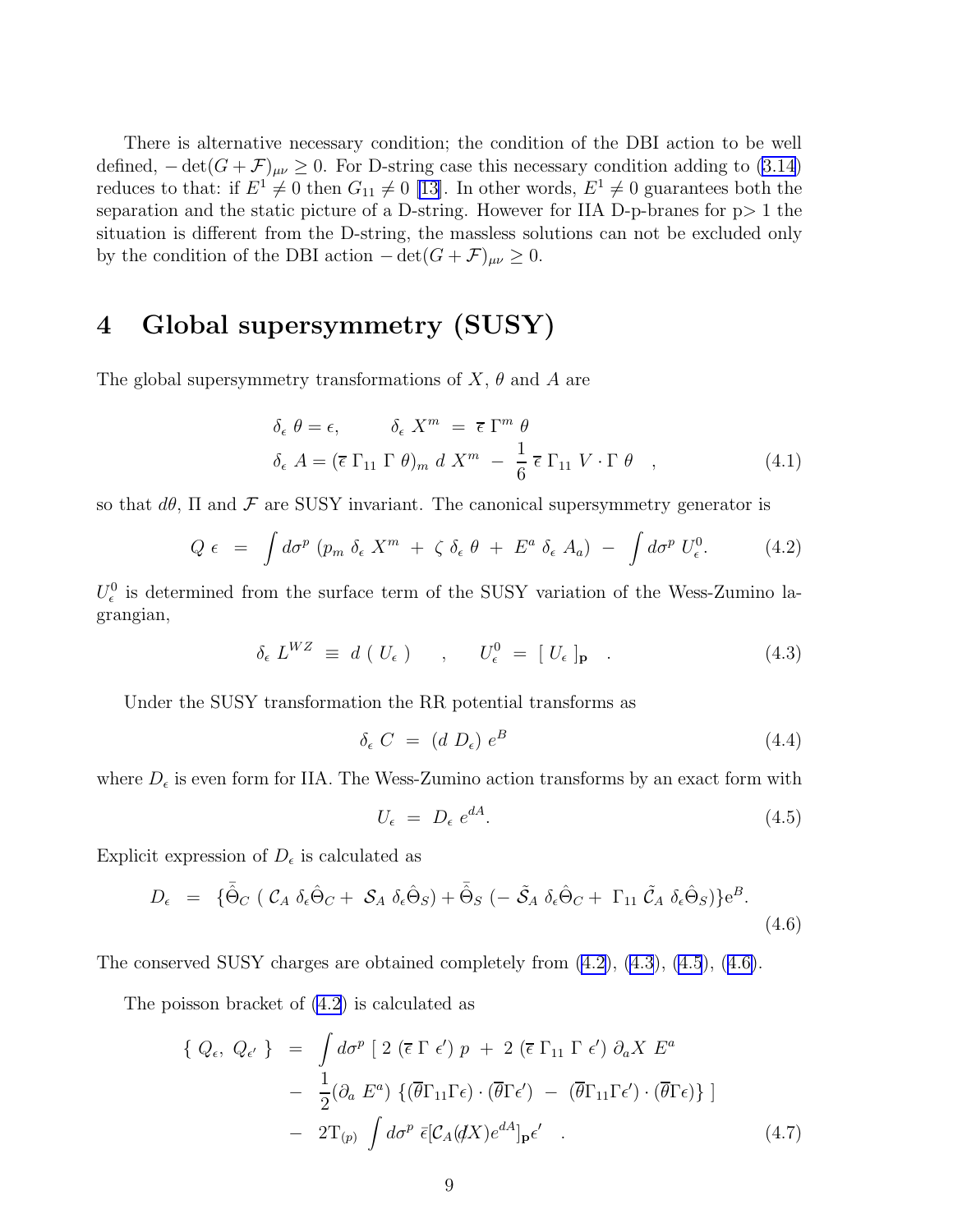There is alternative necessary condition; the condition of the DBI action to be well defined, $-\det(G+\mathcal{F})_{\mu\nu} \geq 0$. For D-string case this necessary condition adding to (3.14) reduces to that: if $E^1 \neq 0$ then $G_{11} \neq 0$ [13]. In other words, $E^1 \neq 0$ guarantees both the separation and the static picture of a D-string. However for IIA D-p-branes for p> 1 the situation is different from the D-string, the massless solutions can not be excluded only by the condition of the DBI action $-\det(G+\mathcal{F})_{\mu\nu} \geq 0$.

# 4 Global supersymmetry (SUSY)

The global supersymmetry transformations of $X$, $\theta$ and $A$ are

$$
\begin{aligned}
\delta_\epsilon\, \theta = \epsilon, \qquad \delta_\epsilon\, X^m \;&=\; \overline{\epsilon}\,\Gamma^m\,\theta \\
\delta_\epsilon\, A = (\overline{\epsilon}\,\Gamma_{11}\,\Gamma\,\theta)_m\, d\, X^m \;&-\; \frac{1}{6}\,\overline{\epsilon}\,\Gamma_{11}\,V\cdot\Gamma\,\theta \quad ,
\end{aligned}
\tag{4.1}
$$

so that $d\theta$, $\Pi$ and $\mathcal{F}$ are SUSY invariant. The canonical supersymmetry generator is

$$
Q\,\epsilon \;=\; \int d\sigma^p\,(p_m\,\delta_\epsilon\,X^m \;+\; \zeta\,\delta_\epsilon\,\theta \;+\; E^a\,\delta_\epsilon\,A_a) \;-\; \int d\sigma^p\,U^0_\epsilon. \tag{4.2}
$$

$U^0_\epsilon$ is determined from the surface term of the SUSY variation of the Wess-Zumino lagrangian,

$$
\delta_\epsilon\,L^{WZ} \;\equiv\; d\,(\,U_\epsilon\,) \qquad , \qquad U^0_\epsilon \;=\; [\,U_\epsilon\,]_{\mathbf{p}} \quad . \tag{4.3}
$$

Under the SUSY transformation the RR potential transforms as

$$
\delta_\epsilon\,C \;=\; (d\,D_\epsilon)\,e^B \tag{4.4}
$$

where $D_\epsilon$ is even form for IIA. The Wess-Zumino action transforms by an exact form with

$$
U_\epsilon \;=\; D_\epsilon\,e^{dA}. \tag{4.5}
$$

Explicit expression of $D_\epsilon$ is calculated as

$$
D_\epsilon \;=\; \{\bar{\hat{\Theta}}_C\,(\,\mathcal{C}_A\,\delta_\epsilon\hat{\Theta}_C +\,\mathcal{S}_A\,\delta_\epsilon\hat{\Theta}_S) + \bar{\hat{\Theta}}_S\,(-\,\tilde{\mathcal{S}}_A\,\delta_\epsilon\hat{\Theta}_C +\,\Gamma_{11}\,\tilde{\mathcal{C}}_A\,\delta_\epsilon\hat{\Theta}_S)\}\mathrm{e}^B. \tag{4.6}
$$

The conserved SUSY charges are obtained completely from (4.2), (4.3), (4.5), (4.6).

The poisson bracket of (4.2) is calculated as

$$
\begin{aligned}
\{\,Q_\epsilon,\,Q_{\epsilon'}\,\} \;&=\; \int d\sigma^p\,[\,2\,(\overline{\epsilon}\,\Gamma\,\epsilon')\,p \;+\; 2\,(\overline{\epsilon}\,\Gamma_{11}\,\Gamma\,\epsilon')\,\partial_a X\,E^a \\
&-\; \frac{1}{2}(\partial_a\,E^a)\,\{(\overline{\theta}\Gamma_{11}\Gamma\epsilon)\cdot(\overline{\theta}\Gamma\epsilon') \;-\; (\overline{\theta}\Gamma_{11}\Gamma\epsilon')\cdot(\overline{\theta}\Gamma\epsilon)\}\,] \\
&-\; 2\mathrm{T}_{(p)}\,\int d\sigma^p\,\bar{\epsilon}[\mathcal{C}_A(\not{d}X)e^{dA}]_{\mathbf{p}}\epsilon' \quad .
\end{aligned}
\tag{4.7}
$$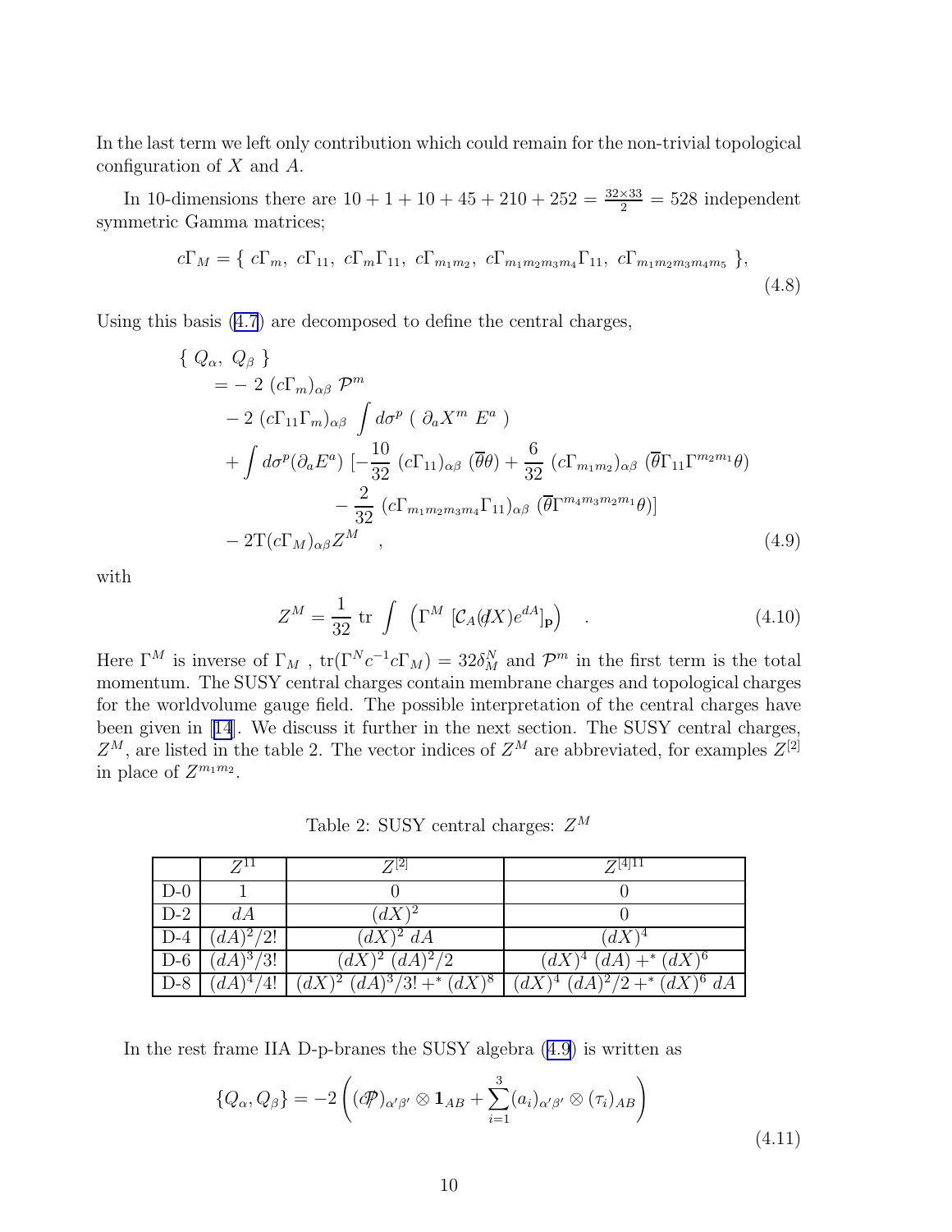In the last term we left only contribution which could remain for the non-trivial topological configuration of $X$ and $A$.

In 10-dimensions there are $10 + 1 + 10 + 45 + 210 + 252 = \frac{32\times 33}{2} = 528$ independent symmetric Gamma matrices;

$$
c\Gamma_M = \{ \ c\Gamma_m,\ c\Gamma_{11},\ c\Gamma_m\Gamma_{11},\ c\Gamma_{m_1m_2},\ c\Gamma_{m_1m_2m_3m_4}\Gamma_{11},\ c\Gamma_{m_1m_2m_3m_4m_5} \ \}, \tag{4.8}
$$

Using this basis (4.7) are decomposed to define the central charges,

$$
\begin{aligned}
\{ \ Q_\alpha,\ Q_\beta \ \}
&= -\ 2\ (c\Gamma_m)_{\alpha\beta}\ \mathcal{P}^m \\
&\quad -\ 2\ (c\Gamma_{11}\Gamma_m)_{\alpha\beta} \int d\sigma^p\ (\ \partial_a X^m\ E^a\ ) \\
&\quad + \int d\sigma^p (\partial_a E^a)\ [-\frac{10}{32}\ (c\Gamma_{11})_{\alpha\beta}\ (\overline{\theta}\theta) + \frac{6}{32}\ (c\Gamma_{m_1m_2})_{\alpha\beta}\ (\overline{\theta}\Gamma_{11}\Gamma^{m_2m_1}\theta) \\
&\qquad\qquad -\ \frac{2}{32}\ (c\Gamma_{m_1m_2m_3m_4}\Gamma_{11})_{\alpha\beta}\ (\overline{\theta}\Gamma^{m_4m_3m_2m_1}\theta)] \\
&\quad -\ 2\mathrm{T}(c\Gamma_M)_{\alpha\beta} Z^M \quad ,
\end{aligned} \tag{4.9}
$$

with

$$
Z^M = \frac{1}{32}\ \mathrm{tr} \int \ \left(\Gamma^M\ [\mathcal{C}_A(\not{d}X)e^{dA}]_{\mathbf{p}}\right) \quad . \tag{4.10}
$$

Here $\Gamma^M$ is inverse of $\Gamma_M$ , $\mathrm{tr}(\Gamma^N c^{-1} c\Gamma_M) = 32\delta_M^N$ and $\mathcal{P}^m$ in the first term is the total momentum. The SUSY central charges contain membrane charges and topological charges for the worldvolume gauge field. The possible interpretation of the central charges have been given in [14]. We discuss it further in the next section. The SUSY central charges, $Z^M$, are listed in the table 2. The vector indices of $Z^M$ are abbreviated, for examples $Z^{[2]}$ in place of $Z^{m_1m_2}$.

Table 2: SUSY central charges: $Z^M$

| | $Z^{11}$ | $Z^{[2]}$ | $Z^{[4]11}$ |
|---|---|---|---|
| D-0 | $1$ | $0$ | $0$ |
| D-2 | $dA$ | $(dX)^2$ | $0$ |
| D-4 | $(dA)^2/2!$ | $(dX)^2\ dA$ | $(dX)^4$ |
| D-6 | $(dA)^3/3!$ | $(dX)^2\ (dA)^2/2$ | $(dX)^4\ (dA) +^* (dX)^6$ |
| D-8 | $(dA)^4/4!$ | $(dX)^2\ (dA)^3/3! +^* (dX)^8$ | $(dX)^4\ (dA)^2/2 +^* (dX)^6\ dA$ |

In the rest frame IIA D-p-branes the SUSY algebra (4.9) is written as

$$
\{Q_\alpha, Q_\beta\} = -2\left( (c\not{\mathcal{P}})_{\alpha'\beta'} \otimes \mathbf{1}_{AB} + \sum_{i=1}^{3} (a_i)_{\alpha'\beta'} \otimes (\tau_i)_{AB} \right) \tag{4.11}
$$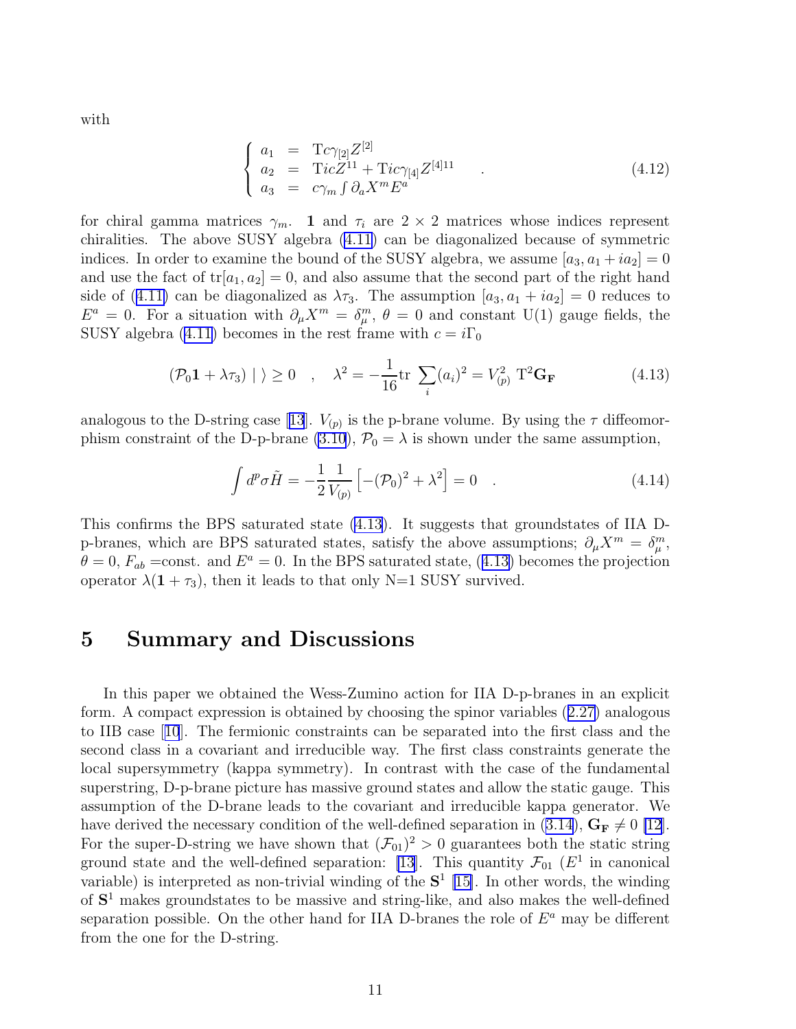with

$$
\left\{ \begin{array}{lcl} a_1 & = & \mathrm{T} c \gamma_{[2]} Z^{[2]} \\ a_2 & = & \mathrm{T} i c Z^{11} + \mathrm{T} i c \gamma_{[4]} Z^{[4]11} \\ a_3 & = & c \gamma_m \int \partial_a X^m E^a \end{array} \right. \quad . \tag{4.12}
$$

for chiral gamma matrices $\gamma_m$. $\mathbf{1}$ and $\tau_i$ are $2 \times 2$ matrices whose indices represent chiralities. The above SUSY algebra (4.11) can be diagonalized because of symmetric indices. In order to examine the bound of the SUSY algebra, we assume $[a_3, a_1 + ia_2] = 0$ and use the fact of $\mathrm{tr}[a_1, a_2] = 0$, and also assume that the second part of the right hand side of (4.11) can be diagonalized as $\lambda \tau_3$. The assumption $[a_3, a_1 + ia_2] = 0$ reduces to $E^a = 0$. For a situation with $\partial_\mu X^m = \delta^m_\mu$, $\theta = 0$ and constant U(1) gauge fields, the SUSY algebra (4.11) becomes in the rest frame with $c = i\Gamma_0$

$$
(\mathcal{P}_0 \mathbf{1} + \lambda \tau_3) \mid \rangle \geq 0 \quad , \quad \lambda^2 = -\frac{1}{16} \mathrm{tr} \sum_i (a_i)^2 = V_{(p)}^2 \ \mathrm{T}^2 \mathbf{G_F} \tag{4.13}
$$

analogous to the D-string case [13]. $V_{(p)}$ is the p-brane volume. By using the $\tau$ diffeomorphism constraint of the D-p-brane (3.10), $\mathcal{P}_0 = \lambda$ is shown under the same assumption,

$$
\int d^p \sigma \tilde{H} = -\frac{1}{2} \frac{1}{V_{(p)}} \left[ -(\mathcal{P}_0)^2 + \lambda^2 \right] = 0 \quad . \tag{4.14}
$$

This confirms the BPS saturated state (4.13). It suggests that groundstates of IIA D-p-branes, which are BPS saturated states, satisfy the above assumptions; $\partial_\mu X^m = \delta^m_\mu$, $\theta = 0$, $F_{ab}$ =const. and $E^a = 0$. In the BPS saturated state, (4.13) becomes the projection operator $\lambda(\mathbf{1} + \tau_3)$, then it leads to that only N=1 SUSY survived.

# 5 Summary and Discussions

In this paper we obtained the Wess-Zumino action for IIA D-p-branes in an explicit form. A compact expression is obtained by choosing the spinor variables (2.27) analogous to IIB case [10]. The fermionic constraints can be separated into the first class and the second class in a covariant and irreducible way. The first class constraints generate the local supersymmetry (kappa symmetry). In contrast with the case of the fundamental superstring, D-p-brane picture has massive ground states and allow the static gauge. This assumption of the D-brane leads to the covariant and irreducible kappa generator. We have derived the necessary condition of the well-defined separation in (3.14), $\mathbf{G_F} \neq 0$ [12]. For the super-D-string we have shown that $(\mathcal{F}_{01})^2 > 0$ guarantees both the static string ground state and the well-defined separation: [13]. This quantity $\mathcal{F}_{01}$ ($E^1$ in canonical variable) is interpreted as non-trivial winding of the $\mathbf{S}^1$ [15]. In other words, the winding of $\mathbf{S}^1$ makes groundstates to be massive and string-like, and also makes the well-defined separation possible. On the other hand for IIA D-branes the role of $E^a$ may be different from the one for the D-string.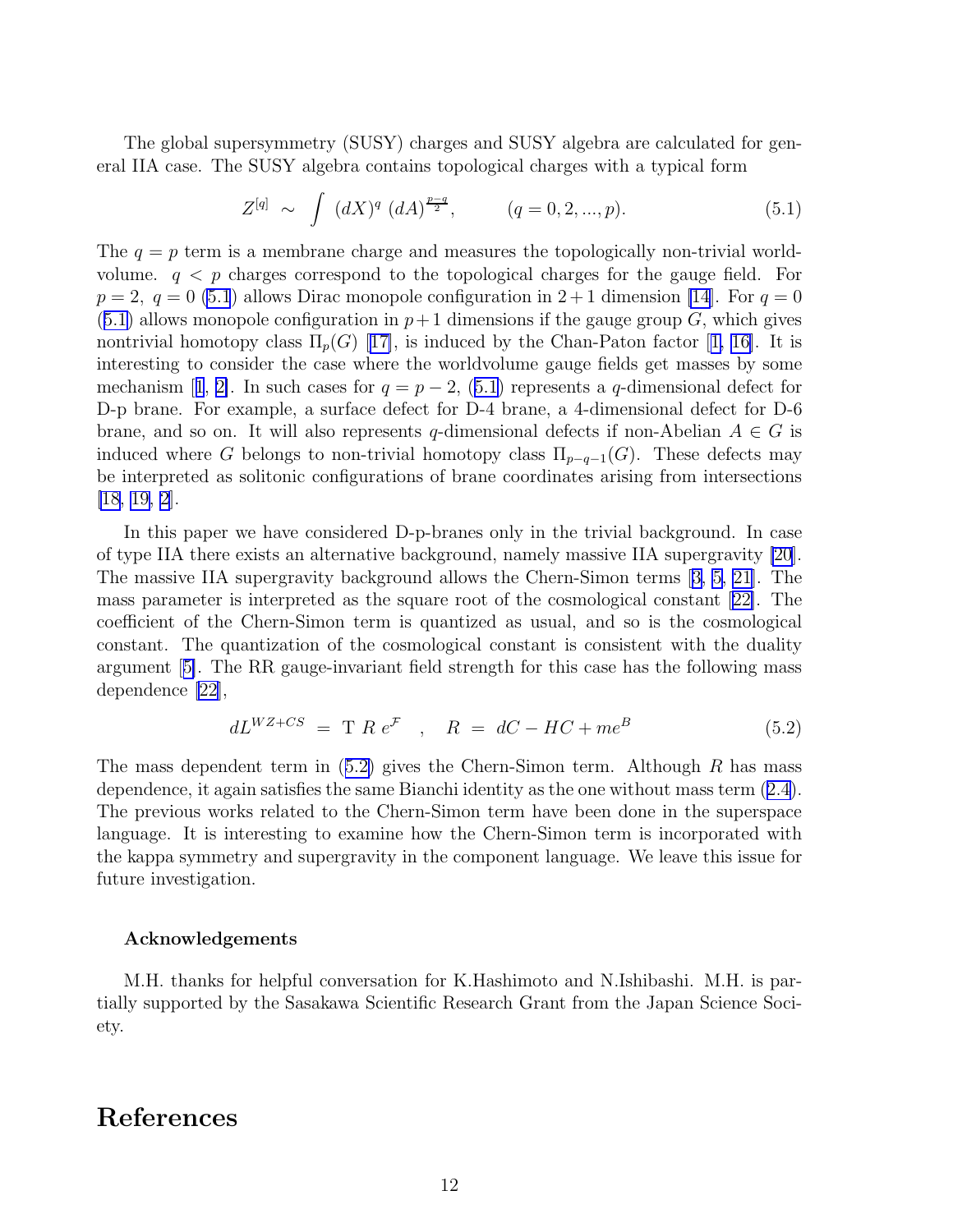The global supersymmetry (SUSY) charges and SUSY algebra are calculated for general IIA case. The SUSY algebra contains topological charges with a typical form

$$Z^{[q]} \ \sim \ \int \ (dX)^q \ (dA)^{\frac{p-q}{2}}, \qquad (q = 0, 2, ..., p). \tag{5.1}$$

The $q = p$ term is a membrane charge and measures the topologically non-trivial worldvolume. $q < p$ charges correspond to the topological charges for the gauge field. For $p = 2, \ q = 0$ (5.1) allows Dirac monopole configuration in $2+1$ dimension [14]. For $q = 0$ (5.1) allows monopole configuration in $p+1$ dimensions if the gauge group $G$, which gives nontrivial homotopy class $\Pi_p(G)$ [17], is induced by the Chan-Paton factor [1, 16]. It is interesting to consider the case where the worldvolume gauge fields get masses by some mechanism [1, 2]. In such cases for $q = p-2$, (5.1) represents a $q$-dimensional defect for D-p brane. For example, a surface defect for D-4 brane, a 4-dimensional defect for D-6 brane, and so on. It will also represents $q$-dimensional defects if non-Abelian $A \in G$ is induced where $G$ belongs to non-trivial homotopy class $\Pi_{p-q-1}(G)$. These defects may be interpreted as solitonic configurations of brane coordinates arising from intersections [18, 19, 2].

In this paper we have considered D-p-branes only in the trivial background. In case of type IIA there exists an alternative background, namely massive IIA supergravity [20]. The massive IIA supergravity background allows the Chern-Simon terms [3, 5, 21]. The mass parameter is interpreted as the square root of the cosmological constant [22]. The coefficient of the Chern-Simon term is quantized as usual, and so is the cosmological constant. The quantization of the cosmological constant is consistent with the duality argument [5]. The RR gauge-invariant field strength for this case has the following mass dependence [22],

$$dL^{WZ+CS} \ = \ \mathrm{T} \ R \ e^{\mathcal{F}} \quad , \quad R \ = \ dC - HC + me^{B} \tag{5.2}$$

The mass dependent term in (5.2) gives the Chern-Simon term. Although $R$ has mass dependence, it again satisfies the same Bianchi identity as the one without mass term (2.4). The previous works related to the Chern-Simon term have been done in the superspace language. It is interesting to examine how the Chern-Simon term is incorporated with the kappa symmetry and supergravity in the component language. We leave this issue for future investigation.

### Acknowledgements

M.H. thanks for helpful conversation for K.Hashimoto and N.Ishibashi. M.H. is partially supported by the Sasakawa Scientific Research Grant from the Japan Science Society.

# References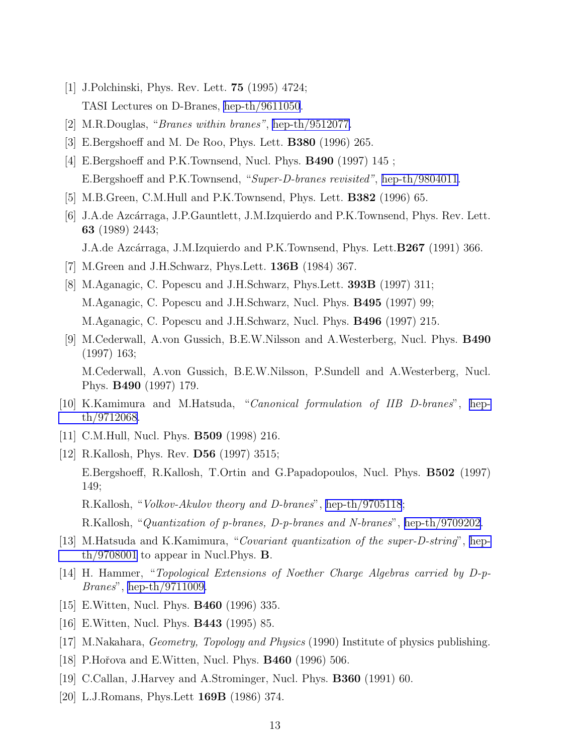[1] J.Polchinski, Phys. Rev. Lett. **75** (1995) 4724;
TASI Lectures on D-Branes, hep-th/9611050.

[2] M.R.Douglas, "*Branes within branes"*, hep-th/9512077.

[3] E.Bergshoeff and M. De Roo, Phys. Lett. **B380** (1996) 265.

[4] E.Bergshoeff and P.K.Townsend, Nucl. Phys. **B490** (1997) 145 ;
E.Bergshoeff and P.K.Townsend, "*Super-D-branes revisited"*, hep-th/9804011.

[5] M.B.Green, C.M.Hull and P.K.Townsend, Phys. Lett. **B382** (1996) 65.

[6] J.A.de Azcárraga, J.P.Gauntlett, J.M.Izquierdo and P.K.Townsend, Phys. Rev. Lett. **63** (1989) 2443;
J.A.de Azcárraga, J.M.Izquierdo and P.K.Townsend, Phys. Lett.**B267** (1991) 366.

[7] M.Green and J.H.Schwarz, Phys.Lett. **136B** (1984) 367.

[8] M.Aganagic, C. Popescu and J.H.Schwarz, Phys.Lett. **393B** (1997) 311;
M.Aganagic, C. Popescu and J.H.Schwarz, Nucl. Phys. **B495** (1997) 99;
M.Aganagic, C. Popescu and J.H.Schwarz, Nucl. Phys. **B496** (1997) 215.

[9] M.Cederwall, A.von Gussich, B.E.W.Nilsson and A.Westerberg, Nucl. Phys. **B490** (1997) 163;
M.Cederwall, A.von Gussich, B.E.W.Nilsson, P.Sundell and A.Westerberg, Nucl. Phys. **B490** (1997) 179.

[10] K.Kamimura and M.Hatsuda, "*Canonical formulation of IIB D-branes*", hep-th/9712068.

[11] C.M.Hull, Nucl. Phys. **B509** (1998) 216.

[12] R.Kallosh, Phys. Rev. **D56** (1997) 3515;
E.Bergshoeff, R.Kallosh, T.Ortin and G.Papadopoulos, Nucl. Phys. **B502** (1997) 149;
R.Kallosh, "*Volkov-Akulov theory and D-branes*", hep-th/9705118;
R.Kallosh, "*Quantization of p-branes, D-p-branes and N-branes*", hep-th/9709202.

[13] M.Hatsuda and K.Kamimura, "*Covariant quantization of the super-D-string*", hep-th/9708001 to appear in Nucl.Phys. **B**.

[14] H. Hammer, "*Topological Extensions of Noether Charge Algebras carried by D-p-Branes*", hep-th/9711009.

[15] E.Witten, Nucl. Phys. **B460** (1996) 335.

[16] E.Witten, Nucl. Phys. **B443** (1995) 85.

[17] M.Nakahara, *Geometry, Topology and Physics* (1990) Institute of physics publishing.

[18] P.Hořova and E.Witten, Nucl. Phys. **B460** (1996) 506.

[19] C.Callan, J.Harvey and A.Strominger, Nucl. Phys. **B360** (1991) 60.

[20] L.J.Romans, Phys.Lett **169B** (1986) 374.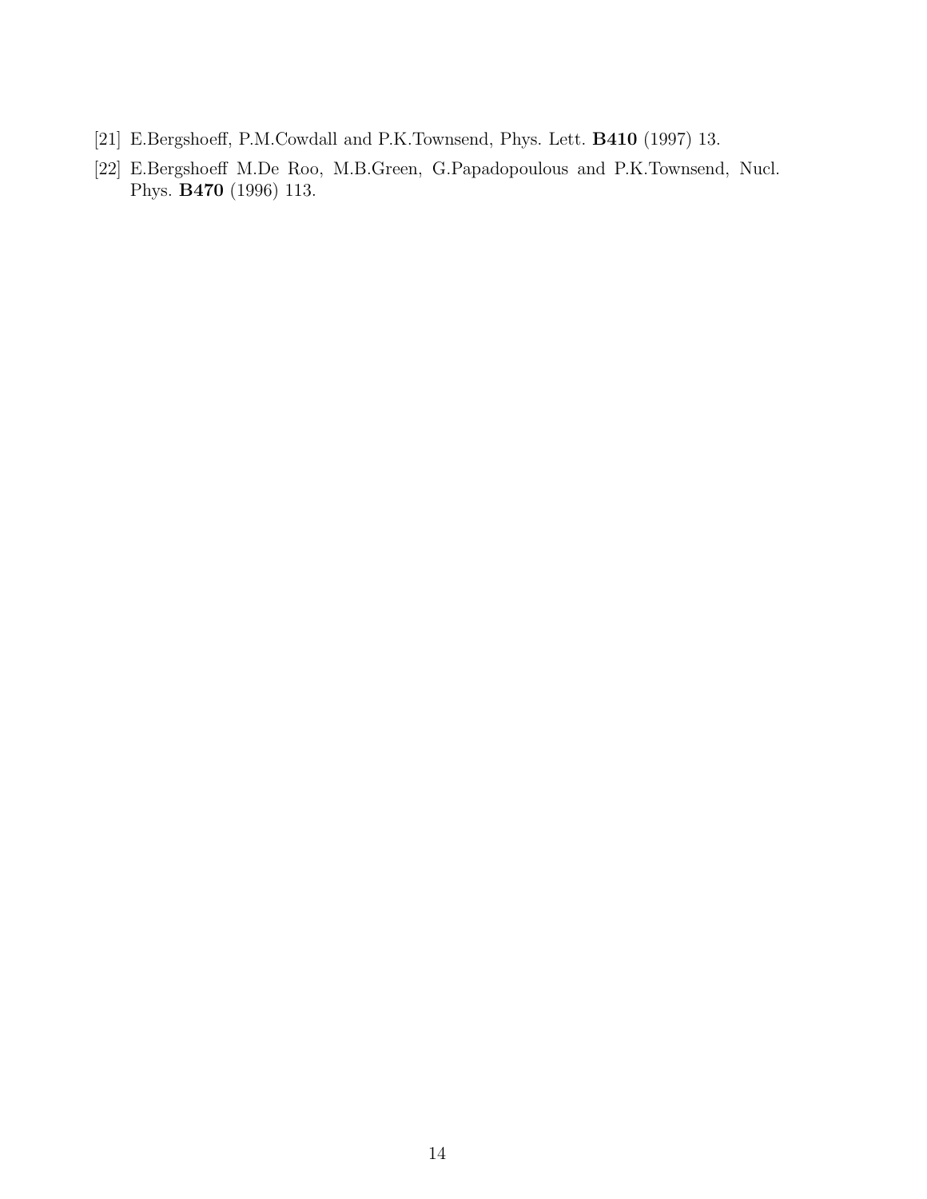[21] E.Bergshoeff, P.M.Cowdall and P.K.Townsend, Phys. Lett. **B410** (1997) 13.

[22] E.Bergshoeff M.De Roo, M.B.Green, G.Papadopoulous and P.K.Townsend, Nucl. Phys. **B470** (1996) 113.